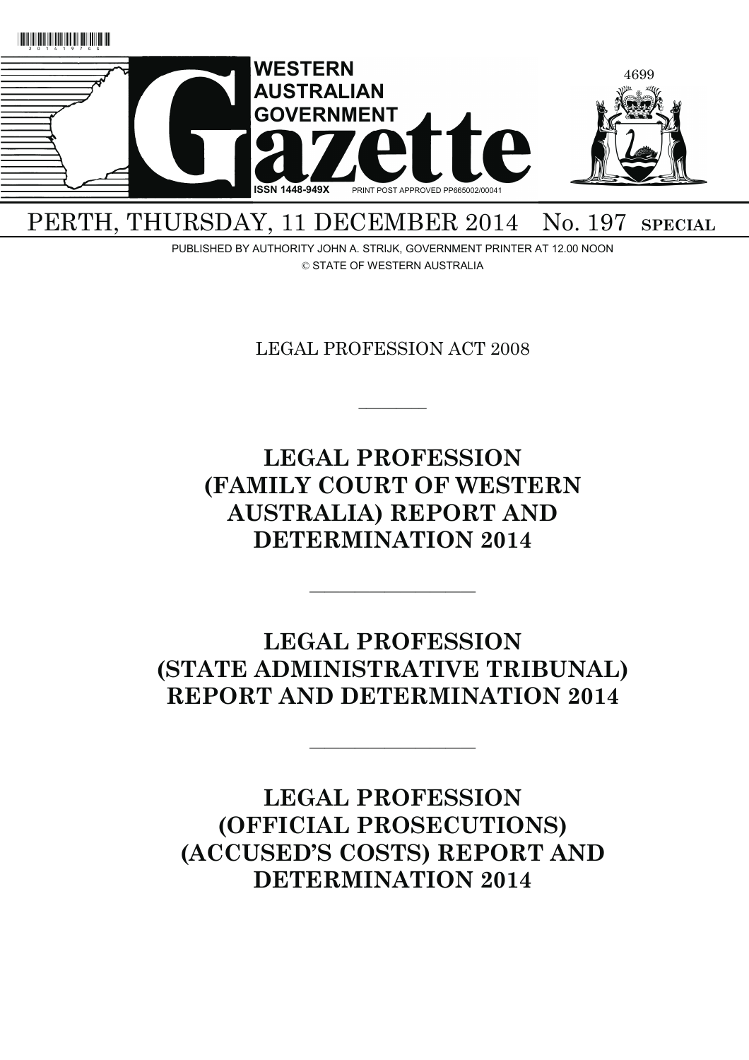# WESTERN AUSTRALIAN GOVERNMENT Gazette

ISSN 1448-949X PRINT POST APPROVED PP665002/00041

PERTH, THURSDAY, 11 DECEMBER 2014 No. 197 **SPECIAL**

PUBLISHED BY AUTHORITY JOHN A. STRIJK, GOVERNMENT PRINTER AT 12.00 NOON

© STATE OF WESTERN AUSTRALIA

LEGAL PROFESSION ACT 2008

---

## LEGAL PROFESSION (FAMILY COURT OF WESTERN AUSTRALIA) REPORT AND DETERMINATION 2014

---

## LEGAL PROFESSION (STATE ADMINISTRATIVE TRIBUNAL) REPORT AND DETERMINATION 2014

---

## LEGAL PROFESSION (OFFICIAL PROSECUTIONS) (ACCUSED'S COSTS) REPORT AND DETERMINATION 2014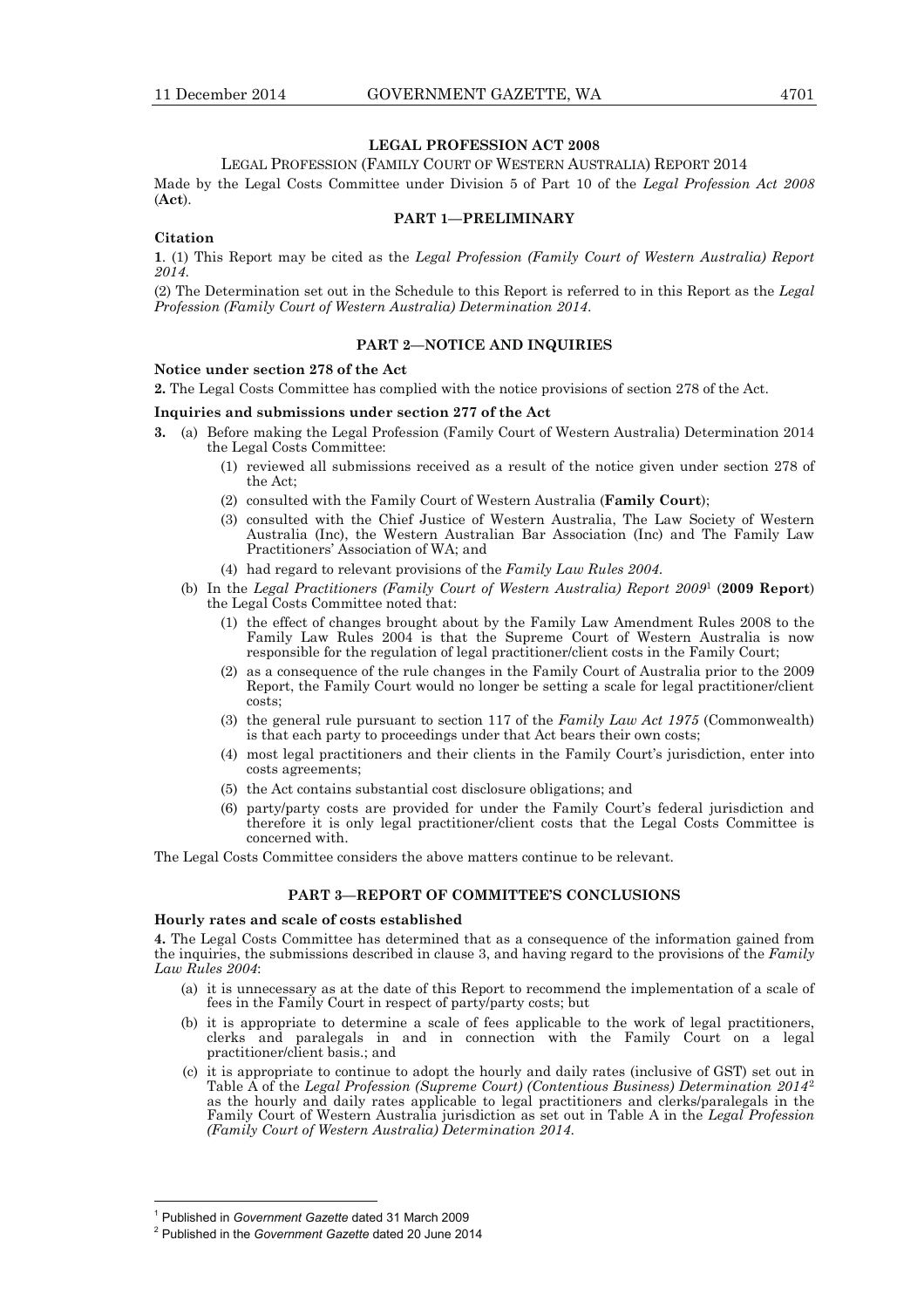## LEGAL PROFESSION ACT 2008

LEGAL PROFESSION (FAMILY COURT OF WESTERN AUSTRALIA) REPORT 2014

Made by the Legal Costs Committee under Division 5 of Part 10 of the *Legal Profession Act 2008* (**Act**).

### PART 1—PRELIMINARY

**Citation**

**1**. (1) This Report may be cited as the *Legal Profession (Family Court of Western Australia) Report 2014*.

(2) The Determination set out in the Schedule to this Report is referred to in this Report as the *Legal Profession (Family Court of Western Australia) Determination 2014*.

### PART 2—NOTICE AND INQUIRIES

**Notice under section 278 of the Act**

**2.** The Legal Costs Committee has complied with the notice provisions of section 278 of the Act.

**Inquiries and submissions under section 277 of the Act**

**3.** (a) Before making the Legal Profession (Family Court of Western Australia) Determination 2014 the Legal Costs Committee:

(1) reviewed all submissions received as a result of the notice given under section 278 of the Act;

(2) consulted with the Family Court of Western Australia (**Family Court**);

(3) consulted with the Chief Justice of Western Australia, The Law Society of Western Australia (Inc), the Western Australian Bar Association (Inc) and The Family Law Practitioners' Association of WA; and

(4) had regard to relevant provisions of the *Family Law Rules 2004*.

(b) In the *Legal Practitioners (Family Court of Western Australia) Report 2009*[1] (**2009 Report**) the Legal Costs Committee noted that:

(1) the effect of changes brought about by the Family Law Amendment Rules 2008 to the Family Law Rules 2004 is that the Supreme Court of Western Australia is now responsible for the regulation of legal practitioner/client costs in the Family Court;

(2) as a consequence of the rule changes in the Family Court of Australia prior to the 2009 Report, the Family Court would no longer be setting a scale for legal practitioner/client costs;

(3) the general rule pursuant to section 117 of the *Family Law Act 1975* (Commonwealth) is that each party to proceedings under that Act bears their own costs;

(4) most legal practitioners and their clients in the Family Court's jurisdiction, enter into costs agreements;

(5) the Act contains substantial cost disclosure obligations; and

(6) party/party costs are provided for under the Family Court's federal jurisdiction and therefore it is only legal practitioner/client costs that the Legal Costs Committee is concerned with.

The Legal Costs Committee considers the above matters continue to be relevant.

### PART 3—REPORT OF COMMITTEE'S CONCLUSIONS

**Hourly rates and scale of costs established**

**4.** The Legal Costs Committee has determined that as a consequence of the information gained from the inquiries, the submissions described in clause 3, and having regard to the provisions of the *Family Law Rules 2004*:

(a) it is unnecessary as at the date of this Report to recommend the implementation of a scale of fees in the Family Court in respect of party/party costs; but

(b) it is appropriate to determine a scale of fees applicable to the work of legal practitioners, clerks and paralegals in and in connection with the Family Court on a legal practitioner/client basis.; and

(c) it is appropriate to continue to adopt the hourly and daily rates (inclusive of GST) set out in Table A of the *Legal Profession (Supreme Court) (Contentious Business) Determination 2014*[2] as the hourly and daily rates applicable to legal practitioners and clerks/paralegals in the Family Court of Western Australia jurisdiction as set out in Table A in the *Legal Profession (Family Court of Western Australia) Determination 2014*.

---

[1] Published in *Government Gazette* dated 31 March 2009

[2] Published in the *Government Gazette* dated 20 June 2014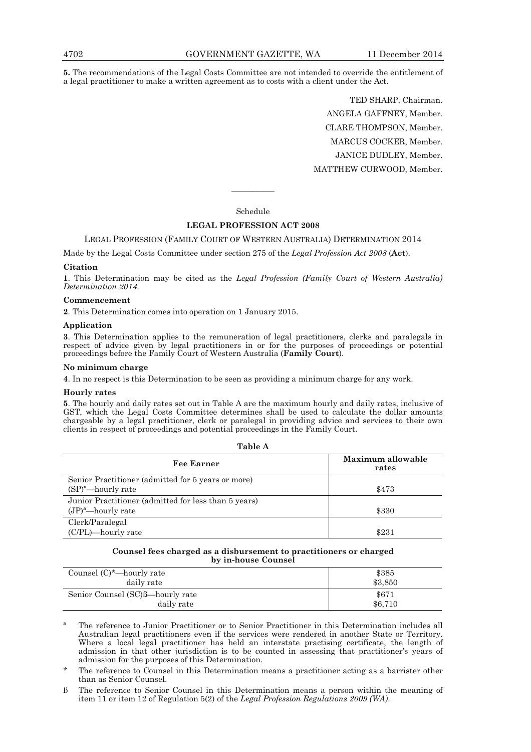**5.** The recommendations of the Legal Costs Committee are not intended to override the entitlement of a legal practitioner to make a written agreement as to costs with a client under the Act.

TED SHARP, Chairman.

ANGELA GAFFNEY, Member.

CLARE THOMPSON, Member.

MARCUS COCKER, Member.

JANICE DUDLEY, Member.

MATTHEW CURWOOD, Member.

———————

Schedule

## LEGAL PROFESSION ACT 2008

### LEGAL PROFESSION (FAMILY COURT OF WESTERN AUSTRALIA) DETERMINATION 2014

Made by the Legal Costs Committee under section 275 of the *Legal Profession Act 2008* (**Act**).

**Citation**

**1**. This Determination may be cited as the *Legal Profession (Family Court of Western Australia) Determination 2014.*

**Commencement**

**2**. This Determination comes into operation on 1 January 2015.

**Application**

**3**. This Determination applies to the remuneration of legal practitioners, clerks and paralegals in respect of advice given by legal practitioners in or for the purposes of proceedings or potential proceedings before the Family Court of Western Australia (**Family Court**).

**No minimum charge**

**4**. In no respect is this Determination to be seen as providing a minimum charge for any work.

**Hourly rates**

**5**. The hourly and daily rates set out in Table A are the maximum hourly and daily rates, inclusive of GST, which the Legal Costs Committee determines shall be used to calculate the dollar amounts chargeable by a legal practitioner, clerk or paralegal in providing advice and services to their own clients in respect of proceedings and potential proceedings in the Family Court.

**Table A**

| Fee Earner | Maximum allowable rates |
|---|---|
| Senior Practitioner (admitted for 5 years or more) (SP)[a]—hourly rate | $473 |
| Junior Practitioner (admitted for less than 5 years) (JP)[a]—hourly rate | $330 |
| Clerk/Paralegal (C/PL)—hourly rate | $231 |

**Counsel fees charged as a disbursement to practitioners or charged by in-house Counsel**

| | |
|---|---|
| Counsel (C)*—hourly rate | $385 |
| daily rate | $3,850 |
| Senior Counsel (SC)ß—hourly rate | $671 |
| daily rate | $6,710 |

[a] The reference to Junior Practitioner or to Senior Practitioner in this Determination includes all Australian legal practitioners even if the services were rendered in another State or Territory. Where a local legal practitioner has held an interstate practising certificate, the length of admission in that other jurisdiction is to be counted in assessing that practitioner's years of admission for the purposes of this Determination.

\* The reference to Counsel in this Determination means a practitioner acting as a barrister other than as Senior Counsel.

ß The reference to Senior Counsel in this Determination means a person within the meaning of item 11 or item 12 of Regulation 5(2) of the *Legal Profession Regulations 2009 (WA)*.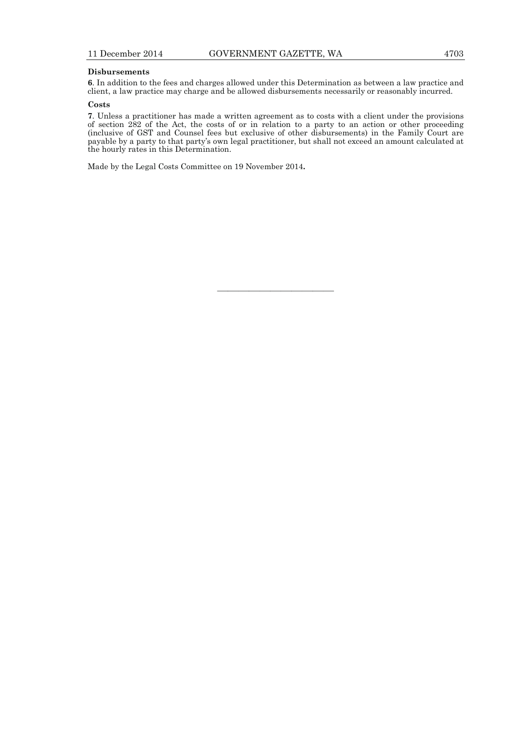**Disbursements**

**6**. In addition to the fees and charges allowed under this Determination as between a law practice and client, a law practice may charge and be allowed disbursements necessarily or reasonably incurred.

**Costs**

**7**. Unless a practitioner has made a written agreement as to costs with a client under the provisions of section 282 of the Act, the costs of or in relation to a party to an action or other proceeding (inclusive of GST and Counsel fees but exclusive of other disbursements) in the Family Court are payable by a party to that party's own legal practitioner, but shall not exceed an amount calculated at the hourly rates in this Determination.

Made by the Legal Costs Committee on 19 November 2014**.**

---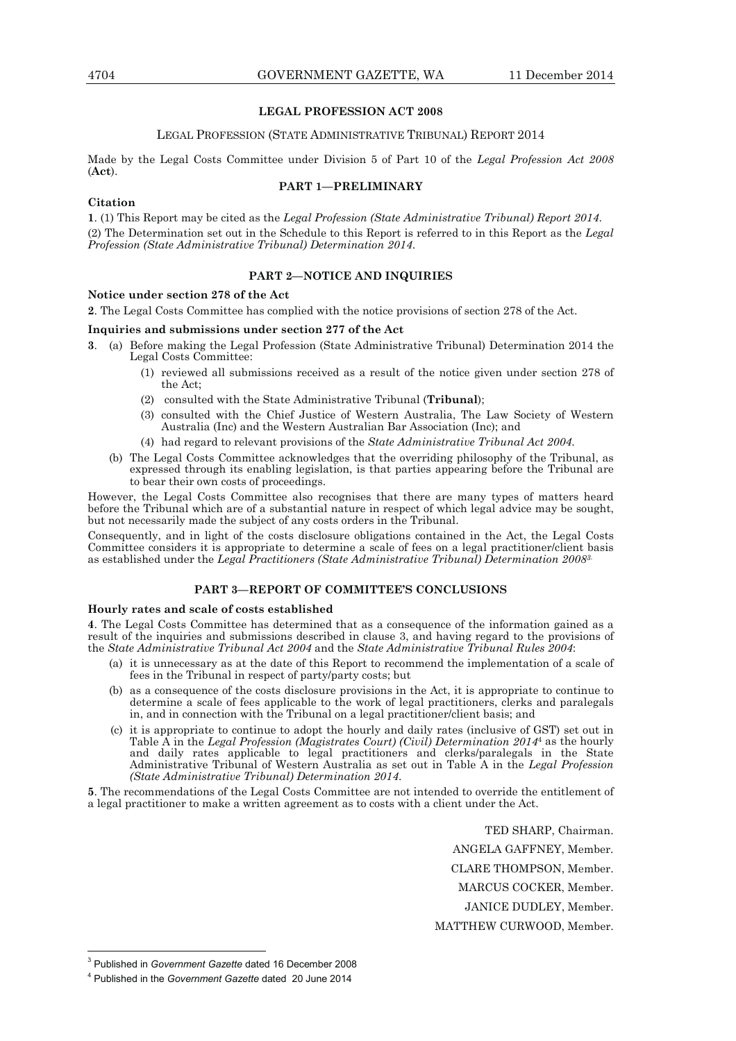## LEGAL PROFESSION ACT 2008

LEGAL PROFESSION (STATE ADMINISTRATIVE TRIBUNAL) REPORT 2014

Made by the Legal Costs Committee under Division 5 of Part 10 of the *Legal Profession Act 2008* (**Act**).

### PART 1—PRELIMINARY

**Citation**

**1**. (1) This Report may be cited as the *Legal Profession (State Administrative Tribunal) Report 2014*.

(2) The Determination set out in the Schedule to this Report is referred to in this Report as the *Legal Profession (State Administrative Tribunal) Determination 2014*.

### PART 2—NOTICE AND INQUIRIES

**Notice under section 278 of the Act**

**2**. The Legal Costs Committee has complied with the notice provisions of section 278 of the Act.

**Inquiries and submissions under section 277 of the Act**

**3**. (a) Before making the Legal Profession (State Administrative Tribunal) Determination 2014 the Legal Costs Committee:

(1) reviewed all submissions received as a result of the notice given under section 278 of the Act;

(2) consulted with the State Administrative Tribunal (**Tribunal**);

(3) consulted with the Chief Justice of Western Australia, The Law Society of Western Australia (Inc) and the Western Australian Bar Association (Inc); and

(4) had regard to relevant provisions of the *State Administrative Tribunal Act 2004*.

(b) The Legal Costs Committee acknowledges that the overriding philosophy of the Tribunal, as expressed through its enabling legislation, is that parties appearing before the Tribunal are to bear their own costs of proceedings.

However, the Legal Costs Committee also recognises that there are many types of matters heard before the Tribunal which are of a substantial nature in respect of which legal advice may be sought, but not necessarily made the subject of any costs orders in the Tribunal.

Consequently, and in light of the costs disclosure obligations contained in the Act, the Legal Costs Committee considers it is appropriate to determine a scale of fees on a legal practitioner/client basis as established under the *Legal Practitioners (State Administrative Tribunal) Determination 2008*[3].

### PART 3—REPORT OF COMMITTEE'S CONCLUSIONS

**Hourly rates and scale of costs established**

**4**. The Legal Costs Committee has determined that as a consequence of the information gained as a result of the inquiries and submissions described in clause 3, and having regard to the provisions of the *State Administrative Tribunal Act 2004* and the *State Administrative Tribunal Rules 2004*:

(a) it is unnecessary as at the date of this Report to recommend the implementation of a scale of fees in the Tribunal in respect of party/party costs; but

(b) as a consequence of the costs disclosure provisions in the Act, it is appropriate to continue to determine a scale of fees applicable to the work of legal practitioners, clerks and paralegals in, and in connection with the Tribunal on a legal practitioner/client basis; and

(c) it is appropriate to continue to adopt the hourly and daily rates (inclusive of GST) set out in Table A in the *Legal Profession (Magistrates Court) (Civil) Determination 2014*[4] as the hourly and daily rates applicable to legal practitioners and clerks/paralegals in the State Administrative Tribunal of Western Australia as set out in Table A in the *Legal Profession (State Administrative Tribunal) Determination 2014*.

**5**. The recommendations of the Legal Costs Committee are not intended to override the entitlement of a legal practitioner to make a written agreement as to costs with a client under the Act.

TED SHARP, Chairman.

ANGELA GAFFNEY, Member.

CLARE THOMPSON, Member.

MARCUS COCKER, Member.

JANICE DUDLEY, Member.

MATTHEW CURWOOD, Member.

---

[3] Published in *Government Gazette* dated 16 December 2008

[4] Published in the *Government Gazette* dated 20 June 2014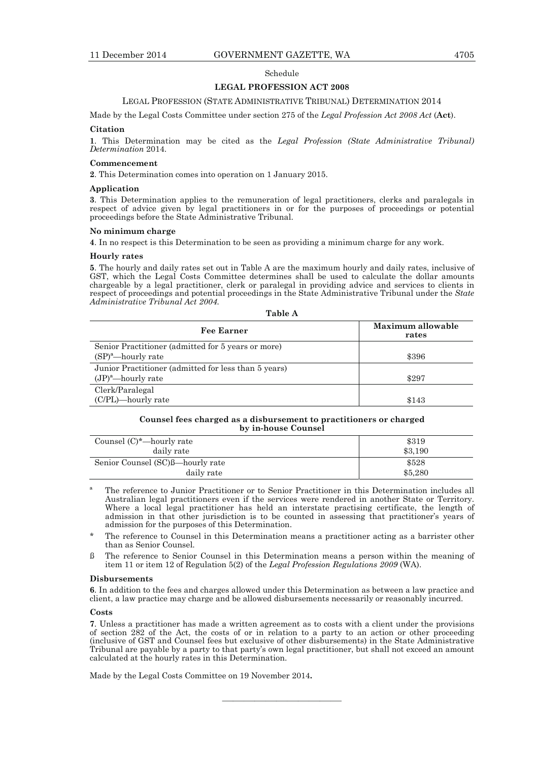Schedule

## LEGAL PROFESSION ACT 2008

### LEGAL PROFESSION (STATE ADMINISTRATIVE TRIBUNAL) DETERMINATION 2014

Made by the Legal Costs Committee under section 275 of the *Legal Profession Act 2008 Act* (**Act**).

**Citation**

**1**. This Determination may be cited as the *Legal Profession (State Administrative Tribunal) Determination* 2014.

**Commencement**

**2**. This Determination comes into operation on 1 January 2015.

**Application**

**3**. This Determination applies to the remuneration of legal practitioners, clerks and paralegals in respect of advice given by legal practitioners in or for the purposes of proceedings or potential proceedings before the State Administrative Tribunal.

**No minimum charge**

**4**. In no respect is this Determination to be seen as providing a minimum charge for any work.

**Hourly rates**

**5**. The hourly and daily rates set out in Table A are the maximum hourly and daily rates, inclusive of GST, which the Legal Costs Committee determines shall be used to calculate the dollar amounts chargeable by a legal practitioner, clerk or paralegal in providing advice and services to clients in respect of proceedings and potential proceedings in the State Administrative Tribunal under the *State Administrative Tribunal Act 2004.*

**Table A**

| Fee Earner | Maximum allowable rates |
|---|---|
| Senior Practitioner (admitted for 5 years or more) (SP)[a]—hourly rate | $396 |
| Junior Practitioner (admitted for less than 5 years) (JP)[a]—hourly rate | $297 |
| Clerk/Paralegal (C/PL)—hourly rate | $143 |

**Counsel fees charged as a disbursement to practitioners or charged by in-house Counsel**

| | |
|---|---|
| Counsel (C)*—hourly rate | $319 |
| daily rate | $3,190 |
| Senior Counsel (SC)ß—hourly rate | $528 |
| daily rate | $5,280 |

[a] The reference to Junior Practitioner or to Senior Practitioner in this Determination includes all Australian legal practitioners even if the services were rendered in another State or Territory. Where a local legal practitioner has held an interstate practising certificate, the length of admission in that other jurisdiction is to be counted in assessing that practitioner's years of admission for the purposes of this Determination.

\* The reference to Counsel in this Determination means a practitioner acting as a barrister other than as Senior Counsel.

ß The reference to Senior Counsel in this Determination means a person within the meaning of item 11 or item 12 of Regulation 5(2) of the *Legal Profession Regulations 2009* (WA).

**Disbursements**

**6**. In addition to the fees and charges allowed under this Determination as between a law practice and client, a law practice may charge and be allowed disbursements necessarily or reasonably incurred.

**Costs**

**7**. Unless a practitioner has made a written agreement as to costs with a client under the provisions of section 282 of the Act, the costs of or in relation to a party to an action or other proceeding (inclusive of GST and Counsel fees but exclusive of other disbursements) in the State Administrative Tribunal are payable by a party to that party's own legal practitioner, but shall not exceed an amount calculated at the hourly rates in this Determination.

Made by the Legal Costs Committee on 19 November 2014**.**

---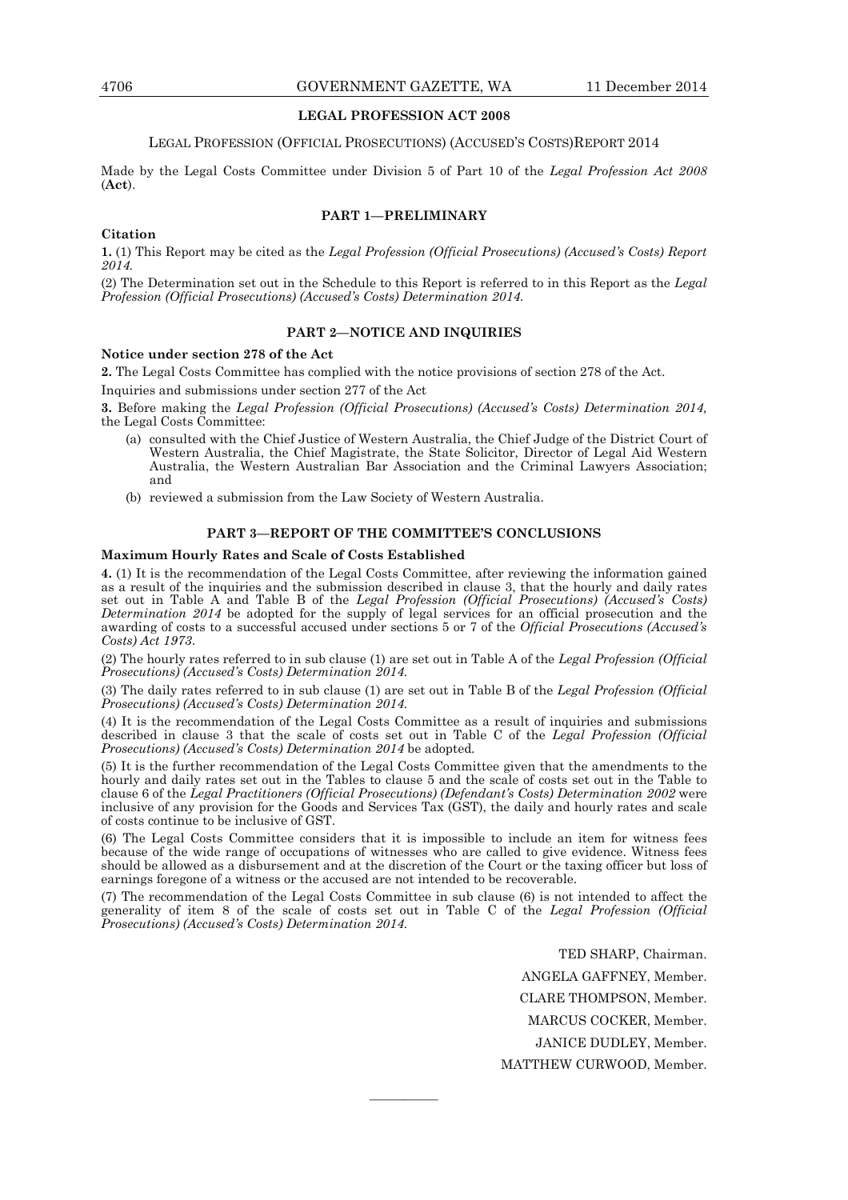**LEGAL PROFESSION ACT 2008**

LEGAL PROFESSION (OFFICIAL PROSECUTIONS) (ACCUSED'S COSTS)REPORT 2014

Made by the Legal Costs Committee under Division 5 of Part 10 of the *Legal Profession Act 2008* (**Act**).

**PART 1—PRELIMINARY**

**Citation**

**1.** (1) This Report may be cited as the *Legal Profession (Official Prosecutions) (Accused's Costs) Report 2014.*

(2) The Determination set out in the Schedule to this Report is referred to in this Report as the *Legal Profession (Official Prosecutions) (Accused's Costs) Determination 2014.*

**PART 2—NOTICE AND INQUIRIES**

**Notice under section 278 of the Act**

**2.** The Legal Costs Committee has complied with the notice provisions of section 278 of the Act.

Inquiries and submissions under section 277 of the Act

**3.** Before making the *Legal Profession (Official Prosecutions) (Accused's Costs) Determination 2014,* the Legal Costs Committee:

- (a) consulted with the Chief Justice of Western Australia, the Chief Judge of the District Court of Western Australia, the Chief Magistrate, the State Solicitor, Director of Legal Aid Western Australia, the Western Australian Bar Association and the Criminal Lawyers Association; and
- (b) reviewed a submission from the Law Society of Western Australia.

**PART 3—REPORT OF THE COMMITTEE'S CONCLUSIONS**

**Maximum Hourly Rates and Scale of Costs Established**

**4.** (1) It is the recommendation of the Legal Costs Committee, after reviewing the information gained as a result of the inquiries and the submission described in clause 3, that the hourly and daily rates set out in Table A and Table B of the *Legal Profession (Official Prosecutions) (Accused's Costs) Determination 2014* be adopted for the supply of legal services for an official prosecution and the awarding of costs to a successful accused under sections 5 or 7 of the *Official Prosecutions (Accused's Costs) Act 1973.*

(2) The hourly rates referred to in sub clause (1) are set out in Table A of the *Legal Profession (Official Prosecutions) (Accused's Costs) Determination 2014.*

(3) The daily rates referred to in sub clause (1) are set out in Table B of the *Legal Profession (Official Prosecutions) (Accused's Costs) Determination 2014.*

(4) It is the recommendation of the Legal Costs Committee as a result of inquiries and submissions described in clause 3 that the scale of costs set out in Table C of the *Legal Profession (Official Prosecutions) (Accused's Costs) Determination 2014* be adopted.

(5) It is the further recommendation of the Legal Costs Committee given that the amendments to the hourly and daily rates set out in the Tables to clause 5 and the scale of costs set out in the Table to clause 6 of the *Legal Practitioners (Official Prosecutions) (Defendant's Costs) Determination 2002* were inclusive of any provision for the Goods and Services Tax (GST), the daily and hourly rates and scale of costs continue to be inclusive of GST.

(6) The Legal Costs Committee considers that it is impossible to include an item for witness fees because of the wide range of occupations of witnesses who are called to give evidence. Witness fees should be allowed as a disbursement and at the discretion of the Court or the taxing officer but loss of earnings foregone of a witness or the accused are not intended to be recoverable.

(7) The recommendation of the Legal Costs Committee in sub clause (6) is not intended to affect the generality of item 8 of the scale of costs set out in Table C of the *Legal Profession (Official Prosecutions) (Accused's Costs) Determination 2014.*

TED SHARP, Chairman.

ANGELA GAFFNEY, Member.

CLARE THOMPSON, Member.

MARCUS COCKER, Member.

JANICE DUDLEY, Member.

MATTHEW CURWOOD, Member.

———————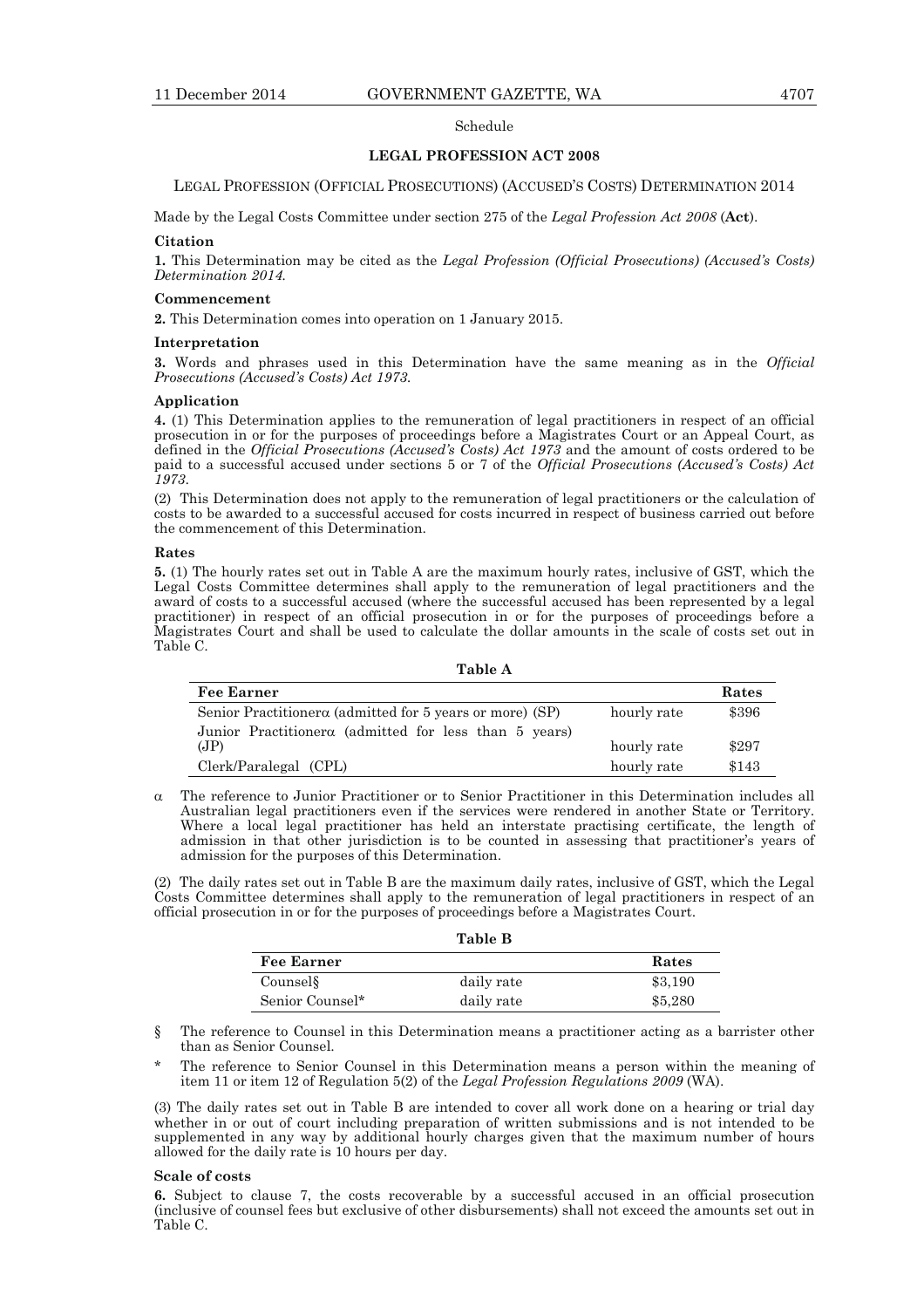Schedule

## LEGAL PROFESSION ACT 2008

LEGAL PROFESSION (OFFICIAL PROSECUTIONS) (ACCUSED'S COSTS) DETERMINATION 2014

Made by the Legal Costs Committee under section 275 of the *Legal Profession Act 2008* (**Act**).

**Citation**

**1.** This Determination may be cited as the *Legal Profession (Official Prosecutions) (Accused's Costs) Determination 2014.*

**Commencement**

**2.** This Determination comes into operation on 1 January 2015.

**Interpretation**

**3.** Words and phrases used in this Determination have the same meaning as in the *Official Prosecutions (Accused's Costs) Act 1973.*

**Application**

**4.** (1) This Determination applies to the remuneration of legal practitioners in respect of an official prosecution in or for the purposes of proceedings before a Magistrates Court or an Appeal Court, as defined in the *Official Prosecutions (Accused's Costs) Act 1973* and the amount of costs ordered to be paid to a successful accused under sections 5 or 7 of the *Official Prosecutions (Accused's Costs) Act 1973.*

(2) This Determination does not apply to the remuneration of legal practitioners or the calculation of costs to be awarded to a successful accused for costs incurred in respect of business carried out before the commencement of this Determination.

**Rates**

**5.** (1) The hourly rates set out in Table A are the maximum hourly rates, inclusive of GST, which the Legal Costs Committee determines shall apply to the remuneration of legal practitioners and the award of costs to a successful accused (where the successful accused has been represented by a legal practitioner) in respect of an official prosecution in or for the purposes of proceedings before a Magistrates Court and shall be used to calculate the dollar amounts in the scale of costs set out in Table C.

**Table A**

| Fee Earner | | Rates |
|---|---|---|
| Senior Practitionerα (admitted for 5 years or more) (SP) | hourly rate | $396 |
| Junior Practitionerα (admitted for less than 5 years) (JP) | hourly rate | $297 |
| Clerk/Paralegal (CPL) | hourly rate | $143 |

α The reference to Junior Practitioner or to Senior Practitioner in this Determination includes all Australian legal practitioners even if the services were rendered in another State or Territory. Where a local legal practitioner has held an interstate practising certificate, the length of admission in that other jurisdiction is to be counted in assessing that practitioner's years of admission for the purposes of this Determination.

(2) The daily rates set out in Table B are the maximum daily rates, inclusive of GST, which the Legal Costs Committee determines shall apply to the remuneration of legal practitioners in respect of an official prosecution in or for the purposes of proceedings before a Magistrates Court.

**Table B**

| Fee Earner | | Rates |
|---|---|---|
| Counsel§ | daily rate | $3,190 |
| Senior Counsel* | daily rate | $5,280 |

§ The reference to Counsel in this Determination means a practitioner acting as a barrister other than as Senior Counsel.

* The reference to Senior Counsel in this Determination means a person within the meaning of item 11 or item 12 of Regulation 5(2) of the *Legal Profession Regulations 2009* (WA).

(3) The daily rates set out in Table B are intended to cover all work done on a hearing or trial day whether in or out of court including preparation of written submissions and is not intended to be supplemented in any way by additional hourly charges given that the maximum number of hours allowed for the daily rate is 10 hours per day.

**Scale of costs**

**6.** Subject to clause 7, the costs recoverable by a successful accused in an official prosecution (inclusive of counsel fees but exclusive of other disbursements) shall not exceed the amounts set out in Table C.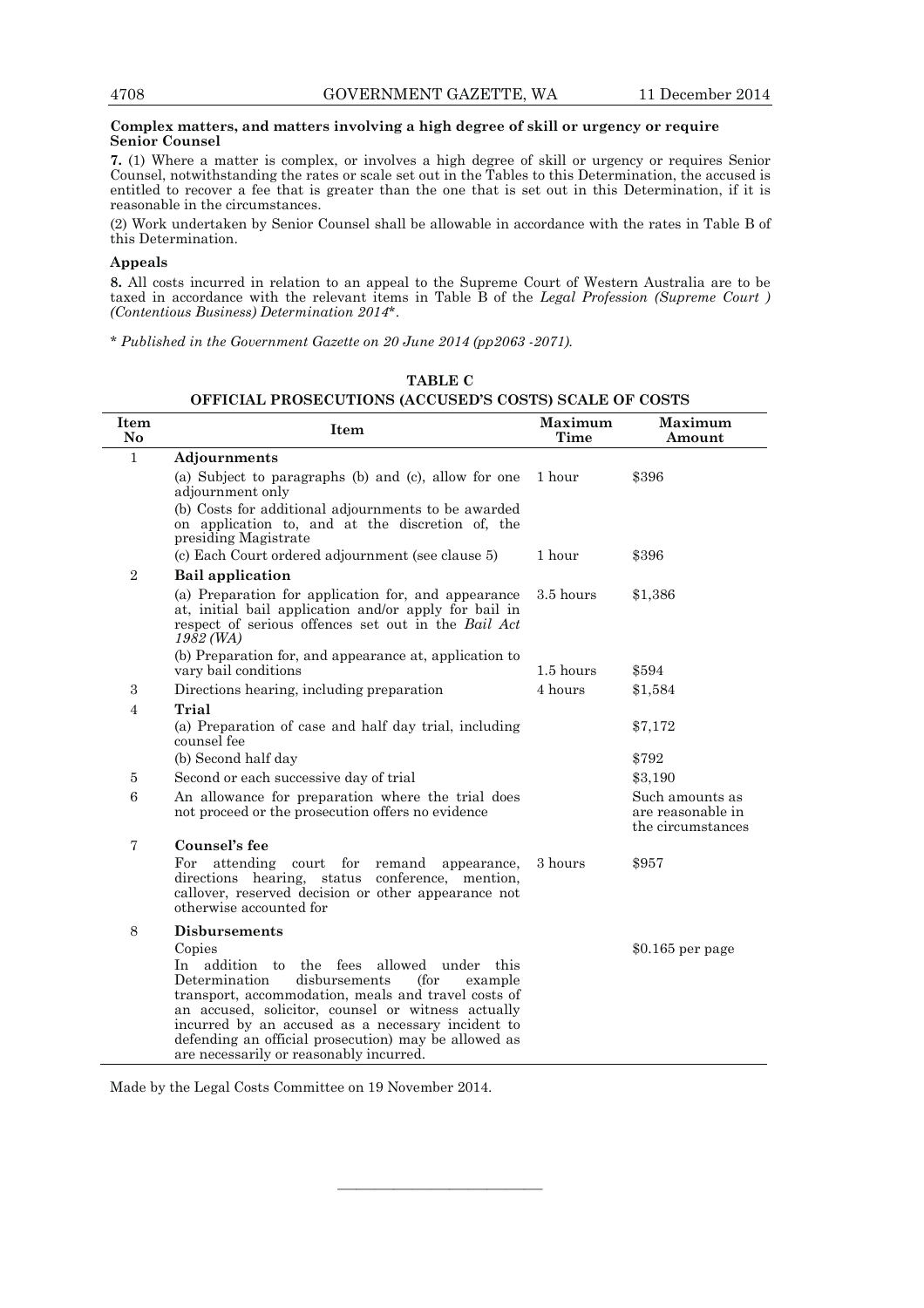**Complex matters, and matters involving a high degree of skill or urgency or require Senior Counsel**

**7.** (1) Where a matter is complex, or involves a high degree of skill or urgency or requires Senior Counsel, notwithstanding the rates or scale set out in the Tables to this Determination, the accused is entitled to recover a fee that is greater than the one that is set out in this Determination, if it is reasonable in the circumstances.

(2) Work undertaken by Senior Counsel shall be allowable in accordance with the rates in Table B of this Determination.

**Appeals**

**8.** All costs incurred in relation to an appeal to the Supreme Court of Western Australia are to be taxed in accordance with the relevant items in Table B of the *Legal Profession (Supreme Court ) (Contentious Business) Determination 2014*\*.

\* *Published in the Government Gazette on 20 June 2014 (pp2063 -2071).*

**TABLE C**
**OFFICIAL PROSECUTIONS (ACCUSED'S COSTS) SCALE OF COSTS**

| Item No | Item | Maximum Time | Maximum Amount |
|---|---|---|---|
| 1 | **Adjournments** | | |
| | (a) Subject to paragraphs (b) and (c), allow for one adjournment only | 1 hour | $396 |
| | (b) Costs for additional adjournments to be awarded on application to, and at the discretion of, the presiding Magistrate | | |
| | (c) Each Court ordered adjournment (see clause 5) | 1 hour | $396 |
| 2 | **Bail application** | | |
| | (a) Preparation for application for, and appearance at, initial bail application and/or apply for bail in respect of serious offences set out in the *Bail Act 1982 (WA)* | 3.5 hours | $1,386 |
| | (b) Preparation for, and appearance at, application to vary bail conditions | 1.5 hours | $594 |
| 3 | Directions hearing, including preparation | 4 hours | $1,584 |
| 4 | **Trial** | | |
| | (a) Preparation of case and half day trial, including counsel fee | | $7,172 |
| | (b) Second half day | | $792 |
| 5 | Second or each successive day of trial | | $3,190 |
| 6 | An allowance for preparation where the trial does not proceed or the prosecution offers no evidence | | Such amounts as are reasonable in the circumstances |
| 7 | **Counsel's fee** | | |
| | For attending court for remand appearance, directions hearing, status conference, mention, callover, reserved decision or other appearance not otherwise accounted for | 3 hours | $957 |
| 8 | **Disbursements** | | |
| | Copies | | $0.165 per page |
| | In addition to the fees allowed under this Determination disbursements (for example transport, accommodation, meals and travel costs of an accused, solicitor, counsel or witness actually incurred by an accused as a necessary incident to defending an official prosecution) may be allowed as are necessarily or reasonably incurred. | | |

Made by the Legal Costs Committee on 19 November 2014.

---